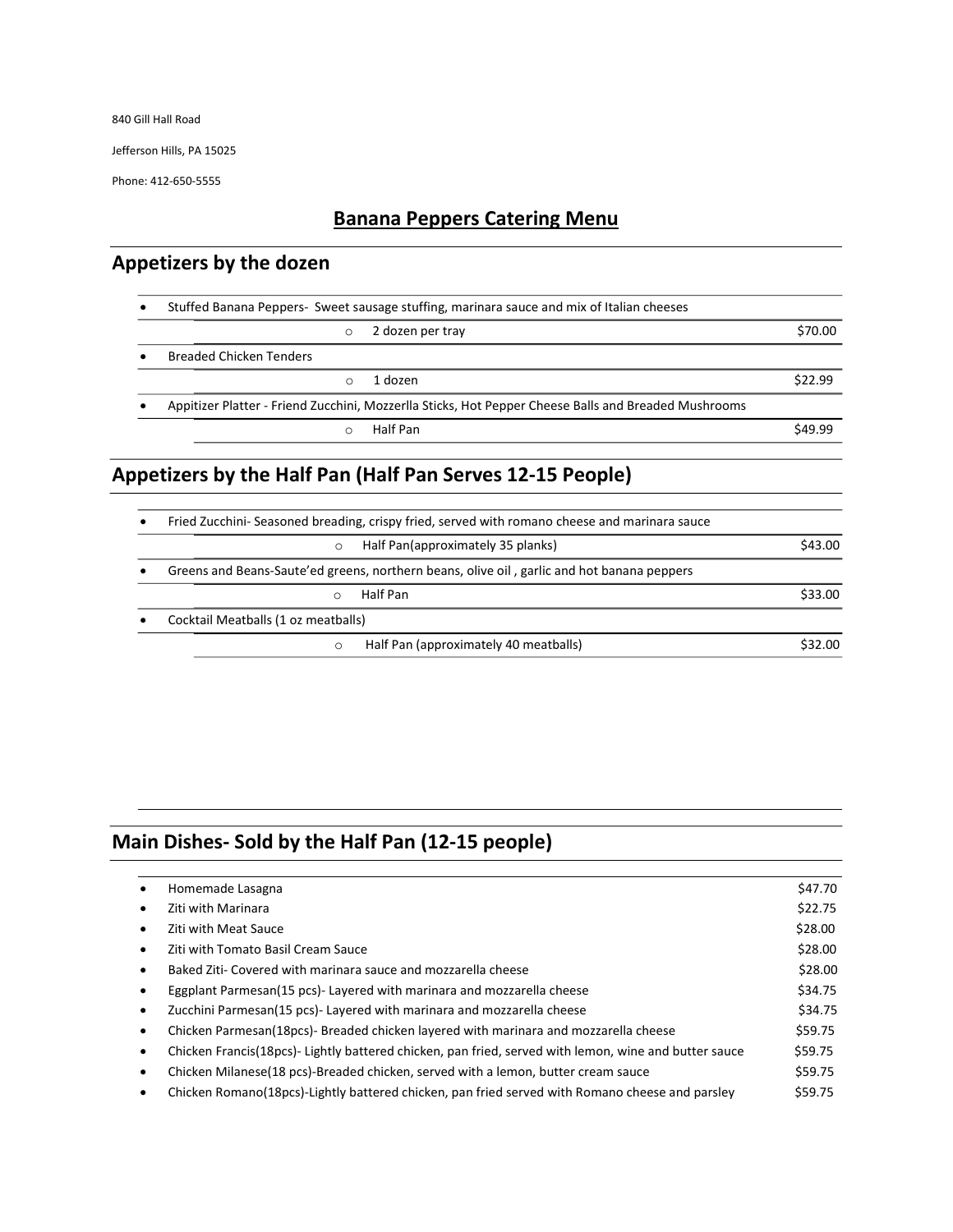840 Gill Hall Road

Jefferson Hills, PA 15025

Phone: 412-650-5555

# Banana Peppers Catering Menu

## Appetizers by the dozen

- Stuffed Banana Peppers- Sweet sausage stuffing, marinara sauce and mix of Italian cheeses
  - 2 dozen per tray — $70.00
- Breaded Chicken Tenders
  - 1 dozen — $22.99
- Appitizer Platter - Friend Zucchini, Mozzerlla Sticks, Hot Pepper Cheese Balls and Breaded Mushrooms
  - Half Pan — $49.99

## Appetizers by the Half Pan (Half Pan Serves 12-15 People)

- Fried Zucchini- Seasoned breading, crispy fried, served with romano cheese and marinara sauce
  - Half Pan(approximately 35 planks) — $43.00
- Greens and Beans-Saute'ed greens, northern beans, olive oil , garlic and hot banana peppers
  - Half Pan — $33.00
- Cocktail Meatballs (1 oz meatballs)
  - Half Pan (approximately 40 meatballs) — $32.00

## Main Dishes- Sold by the Half Pan (12-15 people)

| Item | Price |
|---|---|
| Homemade Lasagna | $47.70 |
| Ziti with Marinara | $22.75 |
| Ziti with Meat Sauce | $28.00 |
| Ziti with Tomato Basil Cream Sauce | $28.00 |
| Baked Ziti- Covered with marinara sauce and mozzarella cheese | $28.00 |
| Eggplant Parmesan(15 pcs)- Layered with marinara and mozzarella cheese | $34.75 |
| Zucchini Parmesan(15 pcs)- Layered with marinara and mozzarella cheese | $34.75 |
| Chicken Parmesan(18pcs)- Breaded chicken layered with marinara and mozzarella cheese | $59.75 |
| Chicken Francis(18pcs)- Lightly battered chicken, pan fried, served with lemon, wine and butter sauce | $59.75 |
| Chicken Milanese(18 pcs)-Breaded chicken, served with a lemon, butter cream sauce | $59.75 |
| Chicken Romano(18pcs)-Lightly battered chicken, pan fried served with Romano cheese and parsley | $59.75 |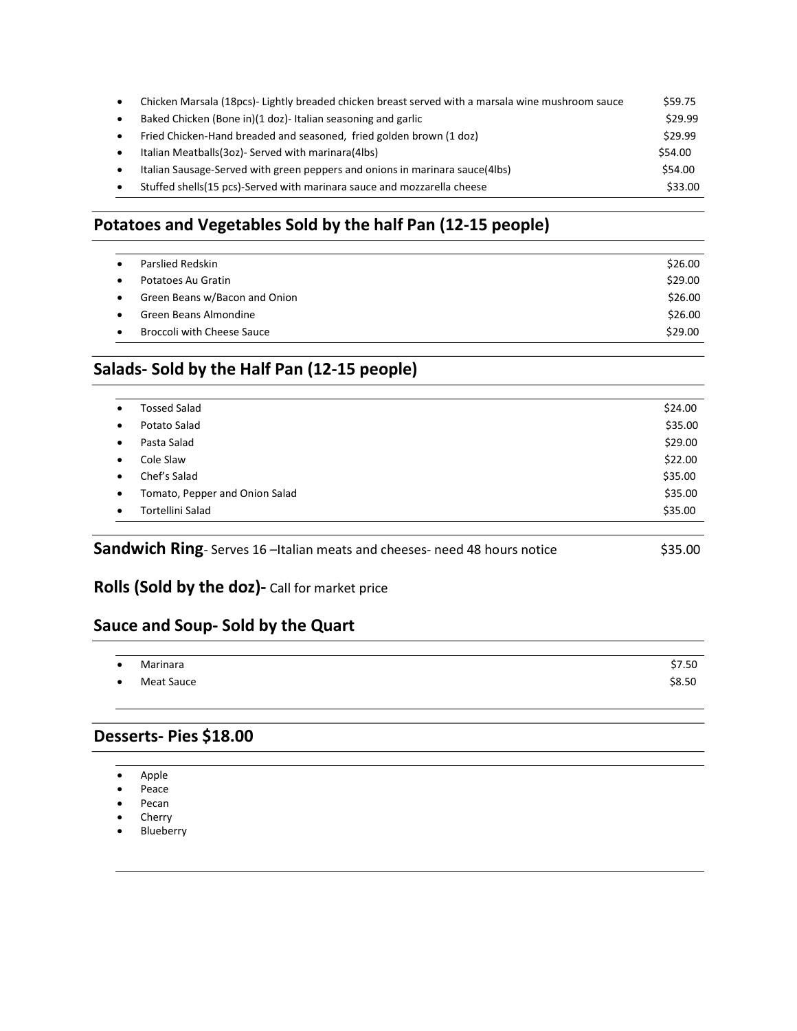- Chicken Marsala (18pcs)- Lightly breaded chicken breast served with a marsala wine mushroom sauce $59.75
- Baked Chicken (Bone in)(1 doz)- Italian seasoning and garlic $29.99
- Fried Chicken-Hand breaded and seasoned, fried golden brown (1 doz) $29.99
- Italian Meatballs(3oz)- Served with marinara(4lbs) $54.00
- Italian Sausage-Served with green peppers and onions in marinara sauce(4lbs) $54.00
- Stuffed shells(15 pcs)-Served with marinara sauce and mozzarella cheese $33.00

## Potatoes and Vegetables Sold by the half Pan (12-15 people)

- Parslied Redskin $26.00
- Potatoes Au Gratin $29.00
- Green Beans w/Bacon and Onion $26.00
- Green Beans Almondine $26.00
- Broccoli with Cheese Sauce $29.00

## Salads- Sold by the Half Pan (12-15 people)

- Tossed Salad $24.00
- Potato Salad $35.00
- Pasta Salad $29.00
- Cole Slaw $22.00
- Chef's Salad $35.00
- Tomato, Pepper and Onion Salad $35.00
- Tortellini Salad $35.00

**Sandwich Ring**- Serves 16 –Italian meats and cheeses- need 48 hours notice $35.00

**Rolls (Sold by the doz)-** Call for market price

## Sauce and Soup- Sold by the Quart

- Marinara $7.50
- Meat Sauce $8.50

## Desserts- Pies $18.00

- Apple
- Peace
- Pecan
- Cherry
- Blueberry